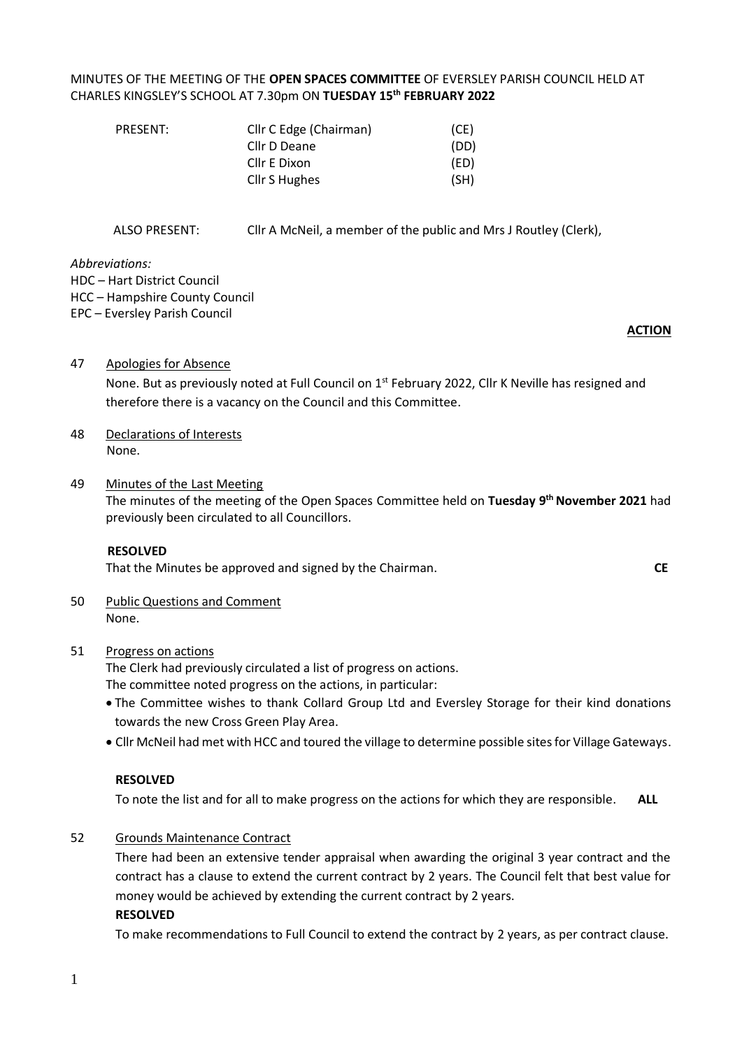MINUTES OF THE MEETING OF THE **OPEN SPACES COMMITTEE** OF EVERSLEY PARISH COUNCIL HELD AT CHARLES KINGSLEY'S SCHOOL AT 7.30pm ON **TUESDAY 15th FEBRUARY 2022**

| | | |
|---|---|---|
| PRESENT: | Cllr C Edge (Chairman) | (CE) |
| | Cllr D Deane | (DD) |
| | Cllr E Dixon | (ED) |
| | Cllr S Hughes | (SH) |

ALSO PRESENT: Cllr A McNeil, a member of the public and Mrs J Routley (Clerk),

*Abbreviations:*
HDC – Hart District Council
HCC – Hampshire County Council
EPC – Eversley Parish Council

**ACTION**

47 Apologies for Absence

None. But as previously noted at Full Council on 1st February 2022, Cllr K Neville has resigned and therefore there is a vacancy on the Council and this Committee.

48 Declarations of Interests

None.

49 Minutes of the Last Meeting

The minutes of the meeting of the Open Spaces Committee held on **Tuesday 9th November 2021** had previously been circulated to all Councillors.

**RESOLVED**

That the Minutes be approved and signed by the Chairman. **CE**

50 Public Questions and Comment

None.

51 Progress on actions

The Clerk had previously circulated a list of progress on actions.
The committee noted progress on the actions, in particular:

- The Committee wishes to thank Collard Group Ltd and Eversley Storage for their kind donations towards the new Cross Green Play Area.
- Cllr McNeil had met with HCC and toured the village to determine possible sites for Village Gateways.

**RESOLVED**

To note the list and for all to make progress on the actions for which they are responsible. **ALL**

52 Grounds Maintenance Contract

There had been an extensive tender appraisal when awarding the original 3 year contract and the contract has a clause to extend the current contract by 2 years. The Council felt that best value for money would be achieved by extending the current contract by 2 years.

**RESOLVED**

To make recommendations to Full Council to extend the contract by 2 years, as per contract clause.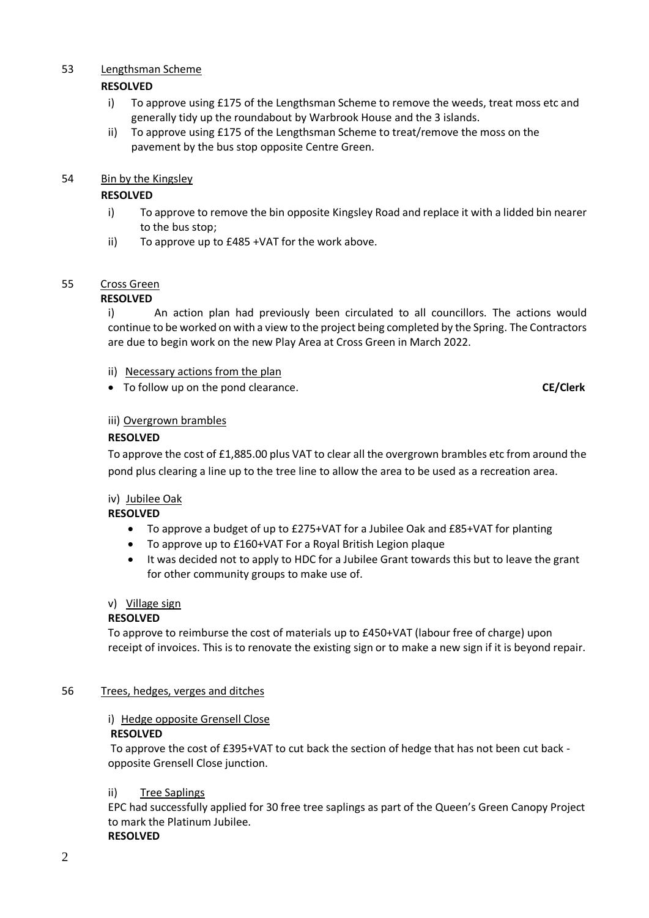53 Lengthsman Scheme

**RESOLVED**

- i) To approve using £175 of the Lengthsman Scheme to remove the weeds, treat moss etc and generally tidy up the roundabout by Warbrook House and the 3 islands.
- ii) To approve using £175 of the Lengthsman Scheme to treat/remove the moss on the pavement by the bus stop opposite Centre Green.

54 Bin by the Kingsley

**RESOLVED**

- i) To approve to remove the bin opposite Kingsley Road and replace it with a lidded bin nearer to the bus stop;
- ii) To approve up to £485 +VAT for the work above.

55 Cross Green

**RESOLVED**

i) An action plan had previously been circulated to all councillors. The actions would continue to be worked on with a view to the project being completed by the Spring. The Contractors are due to begin work on the new Play Area at Cross Green in March 2022.

ii) Necessary actions from the plan

- To follow up on the pond clearance. **CE/Clerk**

iii) Overgrown brambles

**RESOLVED**

To approve the cost of £1,885.00 plus VAT to clear all the overgrown brambles etc from around the pond plus clearing a line up to the tree line to allow the area to be used as a recreation area.

iv) Jubilee Oak

**RESOLVED**

- To approve a budget of up to £275+VAT for a Jubilee Oak and £85+VAT for planting
- To approve up to £160+VAT For a Royal British Legion plaque
- It was decided not to apply to HDC for a Jubilee Grant towards this but to leave the grant for other community groups to make use of.

v) Village sign

**RESOLVED**

To approve to reimburse the cost of materials up to £450+VAT (labour free of charge) upon receipt of invoices. This is to renovate the existing sign or to make a new sign if it is beyond repair.

56 Trees, hedges, verges and ditches

i) Hedge opposite Grensell Close

**RESOLVED**

To approve the cost of £395+VAT to cut back the section of hedge that has not been cut back - opposite Grensell Close junction.

ii) Tree Saplings

EPC had successfully applied for 30 free tree saplings as part of the Queen's Green Canopy Project to mark the Platinum Jubilee.

**RESOLVED**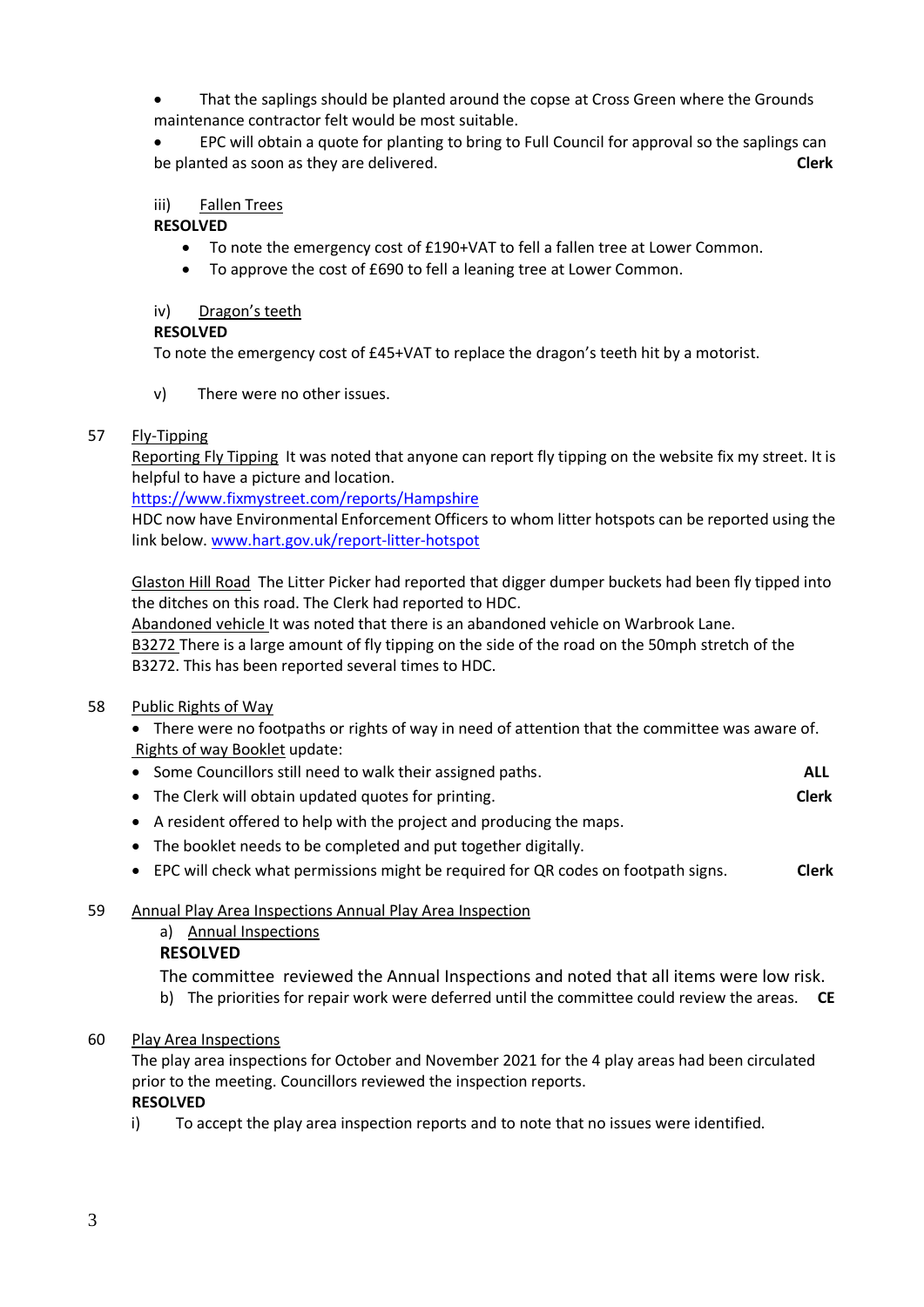- That the saplings should be planted around the copse at Cross Green where the Grounds maintenance contractor felt would be most suitable.
- EPC will obtain a quote for planting to bring to Full Council for approval so the saplings can be planted as soon as they are delivered. **Clerk**

iii) Fallen Trees

**RESOLVED**

- To note the emergency cost of £190+VAT to fell a fallen tree at Lower Common.
- To approve the cost of £690 to fell a leaning tree at Lower Common.

iv) Dragon's teeth

**RESOLVED**

To note the emergency cost of £45+VAT to replace the dragon's teeth hit by a motorist.

v) There were no other issues.

57 Fly-Tipping

Reporting Fly Tipping It was noted that anyone can report fly tipping on the website fix my street. It is helpful to have a picture and location.

https://www.fixmystreet.com/reports/Hampshire

HDC now have Environmental Enforcement Officers to whom litter hotspots can be reported using the link below. www.hart.gov.uk/report-litter-hotspot

Glaston Hill Road The Litter Picker had reported that digger dumper buckets had been fly tipped into the ditches on this road. The Clerk had reported to HDC.

Abandoned vehicle It was noted that there is an abandoned vehicle on Warbrook Lane.

B3272 There is a large amount of fly tipping on the side of the road on the 50mph stretch of the B3272. This has been reported several times to HDC.

58 Public Rights of Way

- There were no footpaths or rights of way in need of attention that the committee was aware of.

Rights of way Booklet update:

- Some Councillors still need to walk their assigned paths. **ALL**
- The Clerk will obtain updated quotes for printing. **Clerk**
- A resident offered to help with the project and producing the maps.
- The booklet needs to be completed and put together digitally.
- EPC will check what permissions might be required for QR codes on footpath signs. **Clerk**

59 Annual Play Area Inspections Annual Play Area Inspection

a) Annual Inspections

**RESOLVED**

The committee reviewed the Annual Inspections and noted that all items were low risk.

b) The priorities for repair work were deferred until the committee could review the areas. **CE**

60 Play Area Inspections

The play area inspections for October and November 2021 for the 4 play areas had been circulated prior to the meeting. Councillors reviewed the inspection reports.

**RESOLVED**

i) To accept the play area inspection reports and to note that no issues were identified.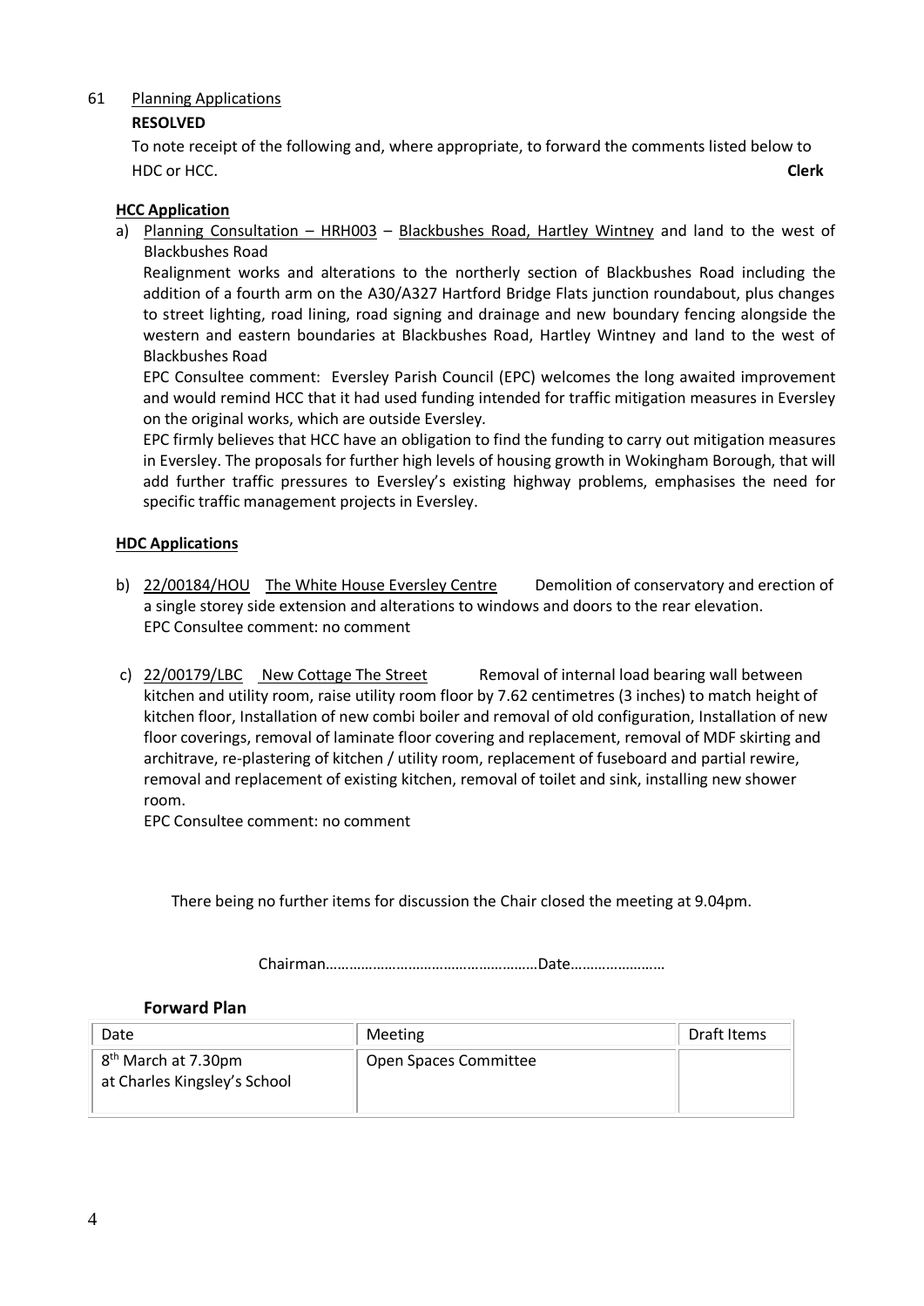61 Planning Applications

**RESOLVED**

To note receipt of the following and, where appropriate, to forward the comments listed below to HDC or HCC. **Clerk**

**HCC Application**

a) Planning Consultation – HRH003 – Blackbushes Road, Hartley Wintney and land to the west of Blackbushes Road

Realignment works and alterations to the northerly section of Blackbushes Road including the addition of a fourth arm on the A30/A327 Hartford Bridge Flats junction roundabout, plus changes to street lighting, road lining, road signing and drainage and new boundary fencing alongside the western and eastern boundaries at Blackbushes Road, Hartley Wintney and land to the west of Blackbushes Road

EPC Consultee comment: Eversley Parish Council (EPC) welcomes the long awaited improvement and would remind HCC that it had used funding intended for traffic mitigation measures in Eversley on the original works, which are outside Eversley.

EPC firmly believes that HCC have an obligation to find the funding to carry out mitigation measures in Eversley. The proposals for further high levels of housing growth in Wokingham Borough, that will add further traffic pressures to Eversley's existing highway problems, emphasises the need for specific traffic management projects in Eversley.

**HDC Applications**

b) 22/00184/HOU The White House Eversley Centre Demolition of conservatory and erection of a single storey side extension and alterations to windows and doors to the rear elevation.

EPC Consultee comment: no comment

c) 22/00179/LBC New Cottage The Street Removal of internal load bearing wall between kitchen and utility room, raise utility room floor by 7.62 centimetres (3 inches) to match height of kitchen floor, Installation of new combi boiler and removal of old configuration, Installation of new floor coverings, removal of laminate floor covering and replacement, removal of MDF skirting and architrave, re-plastering of kitchen / utility room, replacement of fuseboard and partial rewire, removal and replacement of existing kitchen, removal of toilet and sink, installing new shower room.

EPC Consultee comment: no comment

There being no further items for discussion the Chair closed the meeting at 9.04pm.

Chairman………………………………………………Date……………………

**Forward Plan**

| Date | Meeting | Draft Items |
|---|---|---|
| 8th March at 7.30pm at Charles Kingsley's School | Open Spaces Committee | |